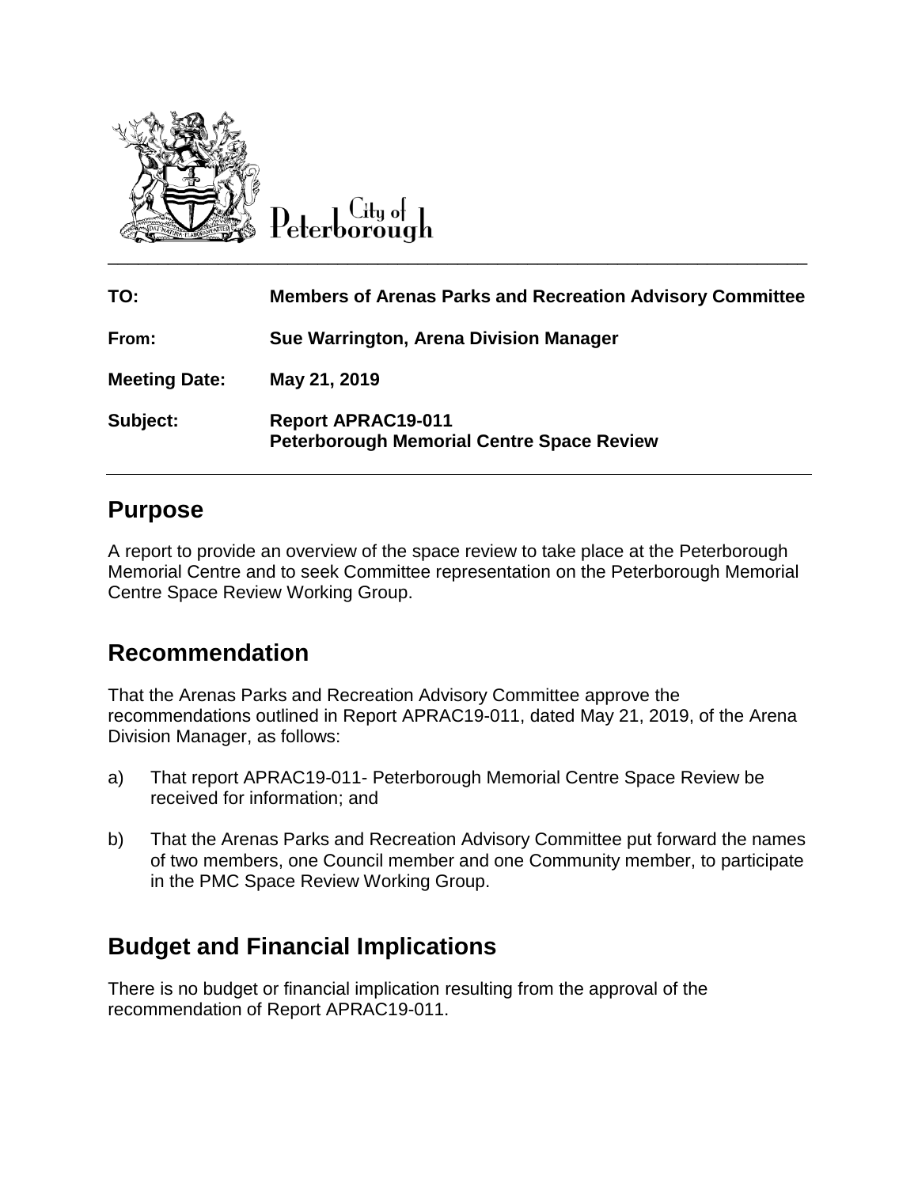City of Peterborough

| | |
|---|---|
| **TO:** | **Members of Arenas Parks and Recreation Advisory Committee** |
| **From:** | **Sue Warrington, Arena Division Manager** |
| **Meeting Date:** | **May 21, 2019** |
| **Subject:** | **Report APRAC19-011**<br>**Peterborough Memorial Centre Space Review** |

## Purpose

A report to provide an overview of the space review to take place at the Peterborough Memorial Centre and to seek Committee representation on the Peterborough Memorial Centre Space Review Working Group.

## Recommendation

That the Arenas Parks and Recreation Advisory Committee approve the recommendations outlined in Report APRAC19-011, dated May 21, 2019, of the Arena Division Manager, as follows:

a) That report APRAC19-011- Peterborough Memorial Centre Space Review be received for information; and

b) That the Arenas Parks and Recreation Advisory Committee put forward the names of two members, one Council member and one Community member, to participate in the PMC Space Review Working Group.

## Budget and Financial Implications

There is no budget or financial implication resulting from the approval of the recommendation of Report APRAC19-011.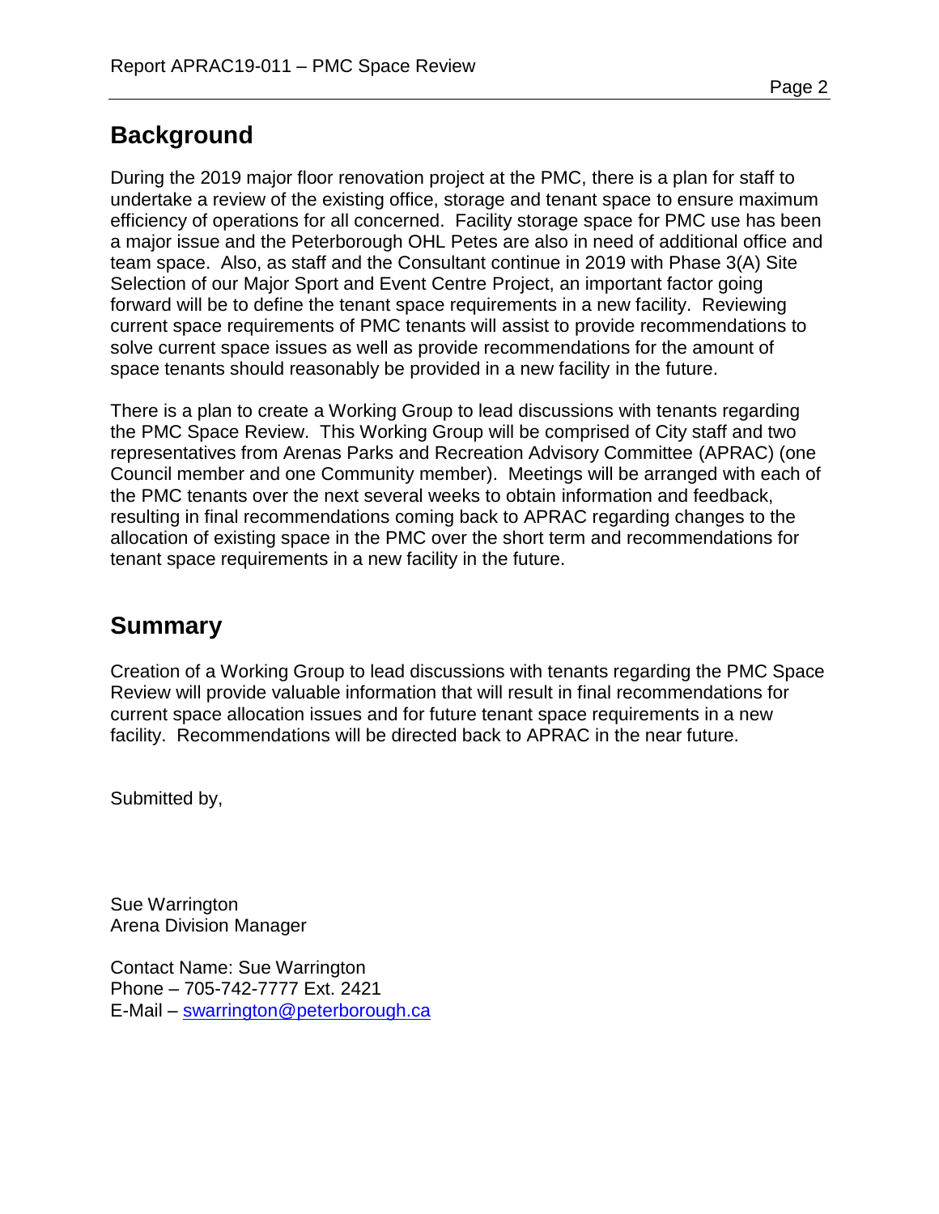## Background

During the 2019 major floor renovation project at the PMC, there is a plan for staff to undertake a review of the existing office, storage and tenant space to ensure maximum efficiency of operations for all concerned. Facility storage space for PMC use has been a major issue and the Peterborough OHL Petes are also in need of additional office and team space. Also, as staff and the Consultant continue in 2019 with Phase 3(A) Site Selection of our Major Sport and Event Centre Project, an important factor going forward will be to define the tenant space requirements in a new facility. Reviewing current space requirements of PMC tenants will assist to provide recommendations to solve current space issues as well as provide recommendations for the amount of space tenants should reasonably be provided in a new facility in the future.

There is a plan to create a Working Group to lead discussions with tenants regarding the PMC Space Review. This Working Group will be comprised of City staff and two representatives from Arenas Parks and Recreation Advisory Committee (APRAC) (one Council member and one Community member). Meetings will be arranged with each of the PMC tenants over the next several weeks to obtain information and feedback, resulting in final recommendations coming back to APRAC regarding changes to the allocation of existing space in the PMC over the short term and recommendations for tenant space requirements in a new facility in the future.

## Summary

Creation of a Working Group to lead discussions with tenants regarding the PMC Space Review will provide valuable information that will result in final recommendations for current space allocation issues and for future tenant space requirements in a new facility. Recommendations will be directed back to APRAC in the near future.

Submitted by,

Sue Warrington
Arena Division Manager

Contact Name: Sue Warrington
Phone – 705-742-7777 Ext. 2421
E-Mail – swarrington@peterborough.ca